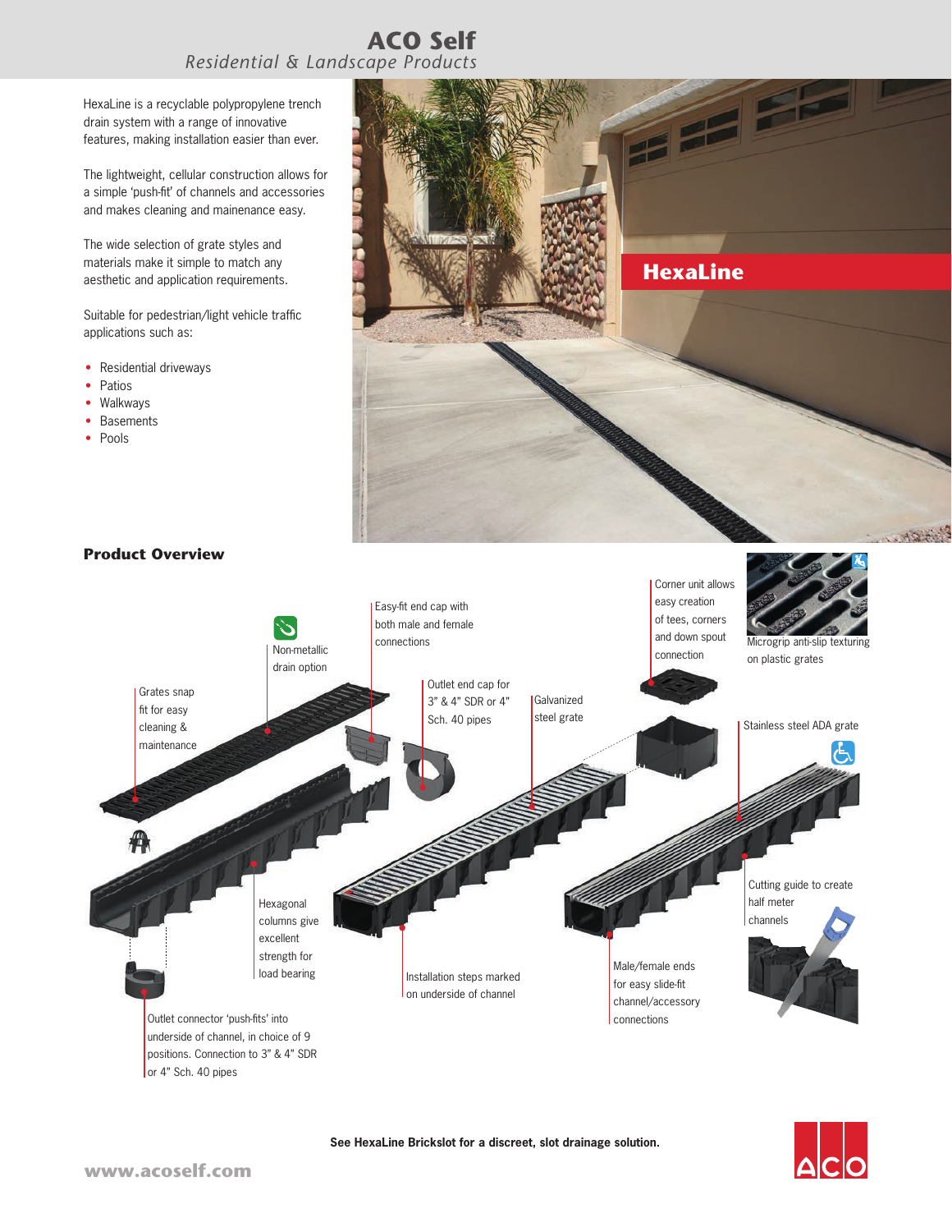# ACO Self

*Residential & Landscape Products*

HexaLine is a recyclable polypropylene trench drain system with a range of innovative features, making installation easier than ever.

The lightweight, cellular construction allows for a simple 'push-fit' of channels and accessories and makes cleaning and mainenance easy.

The wide selection of grate styles and materials make it simple to match any aesthetic and application requirements.

Suitable for pedestrian/light vehicle traffic applications such as:

- Residential driveways
- Patios
- Walkways
- Basements
- Pools

## HexaLine

### Product Overview

Non-metallic drain option

Easy-fit end cap with both male and female connections

Corner unit allows easy creation of tees, corners and down spout connection

Micrgrip anti-slip texturing on plastic grates

Grates snap fit for easy cleaning & maintenance

Outlet end cap for 3" & 4" SDR or 4" Sch. 40 pipes

Galvanized steel grate

Stainless steel ADA grate

Hexagonal columns give excellent strength for load bearing

Cutting guide to create half meter channels

Installation steps marked on underside of channel

Male/female ends for easy slide-fit channel/accessory connections

Outlet connector 'push-fits' into underside of channel, in choice of 9 positions. Connection to 3" & 4" SDR or 4" Sch. 40 pipes

**See HexaLine Brickslot for a discreet, slot drainage solution.**

www.acoself.com

ACO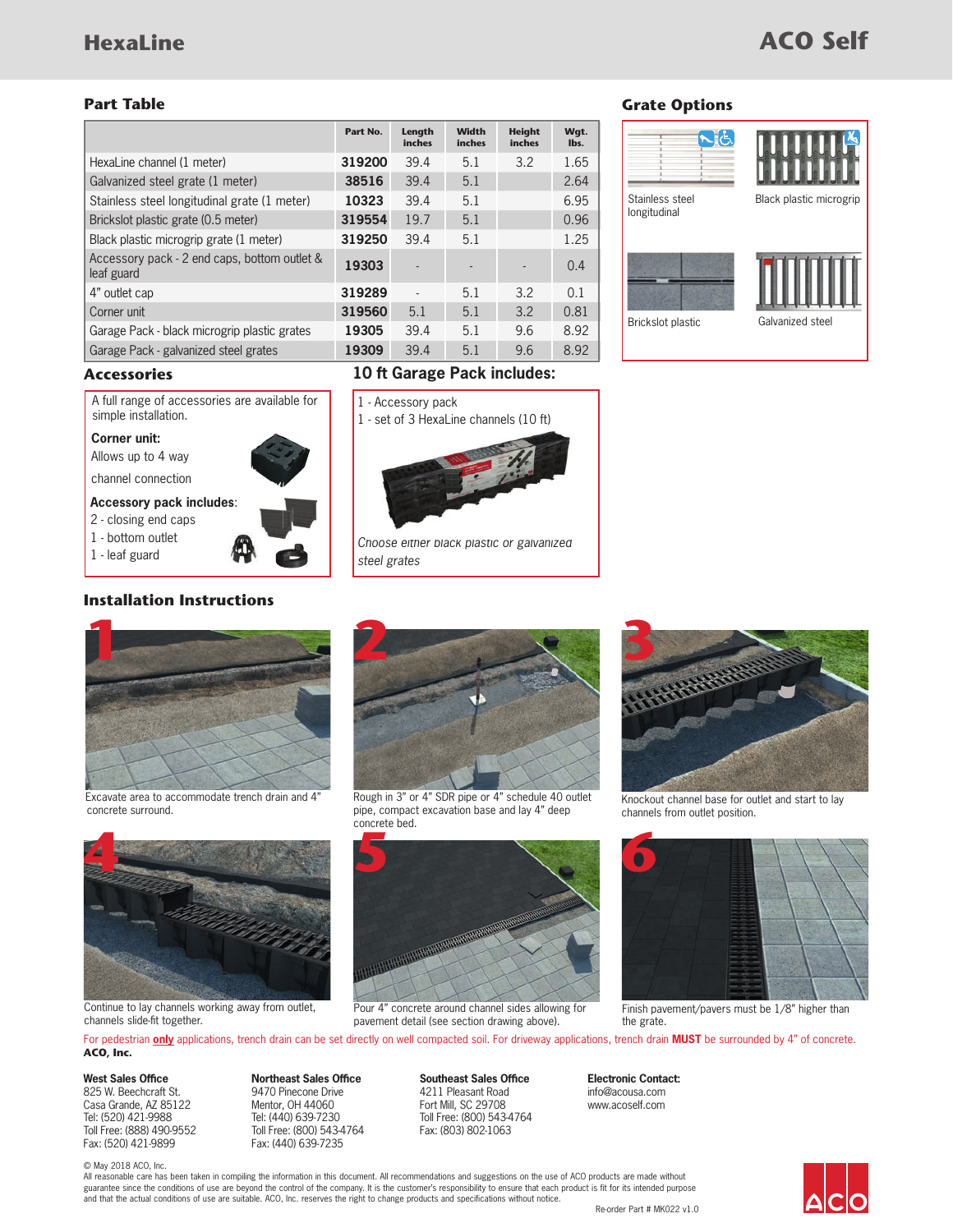# HexaLine

## ACO Self

## Part Table

| | Part No. | Length inches | Width inches | Height inches | Wgt. lbs. |
|---|---|---|---|---|---|
| HexaLine channel (1 meter) | **319200** | 39.4 | 5.1 | 3.2 | 1.65 |
| Galvanized steel grate (1 meter) | **38516** | 39.4 | 5.1 | | 2.64 |
| Stainless steel longitudinal grate (1 meter) | **10323** | 39.4 | 5.1 | | 6.95 |
| Brickslot plastic grate (0.5 meter) | **319554** | 19.7 | 5.1 | | 0.96 |
| Black plastic microgrip grate (1 meter) | **319250** | 39.4 | 5.1 | | 1.25 |
| Accessory pack - 2 end caps, bottom outlet & leaf guard | **19303** | - | - | - | 0.4 |
| 4" outlet cap | **319289** | - | 5.1 | 3.2 | 0.1 |
| Corner unit | **319560** | 5.1 | 5.1 | 3.2 | 0.81 |
| Garage Pack - black microgrip plastic grates | **19305** | 39.4 | 5.1 | 9.6 | 8.92 |
| Garage Pack - galvanized steel grates | **19309** | 39.4 | 5.1 | 9.6 | 8.92 |

## Grate Options

Stainless steel longitudinal

Black plastic microgrip

Brickslot plastic

Galvanized steel

## Accessories

A full range of accessories are available for simple installation.

**Corner unit:**
Allows up to 4 way channel connection

**Accessory pack includes:**
2 - closing end caps
1 - bottom outlet
1 - leaf guard

## 10 ft Garage Pack includes:

1 - Accessory pack
1 - set of 3 HexaLine channels (10 ft)

*Choose either black plastic or galvanized steel grates*

## Installation Instructions

1. Excavate area to accommodate trench drain and 4" concrete surround.
2. Rough in 3" or 4" SDR pipe or 4" schedule 40 outlet pipe, compact excavation base and lay 4" deep concrete bed.
3. Knockout channel base for outlet and start to lay channels from outlet position.
4. Continue to lay channels working away from outlet, channels slide-fit together.
5. Pour 4" concrete around channel sides allowing for pavement detail (see section drawing above).
6. Finish pavement/pavers must be 1/8" higher than the grate.

For pedestrian **only** applications, trench drain can be set directly on well compacted soil. For driveway applications, trench drain **MUST** be surrounded by 4" of concrete.

**ACO, Inc.**

**West Sales Office**
825 W. Beechcraft St.
Casa Grande, AZ 85122
Tel: (520) 421-9988
Toll Free: (888) 490-9552
Fax: (520) 421-9899

**Northeast Sales Office**
9470 Pinecone Drive
Mentor, OH 44060
Tel: (440) 639-7230
Toll Free: (800) 543-4764
Fax: (440) 639-7235

**Southeast Sales Office**
4211 Pleasant Road
Fort Mill, SC 29708
Toll Free: (800) 543-4764
Fax: (803) 802-1063

**Electronic Contact:**
info@acousa.com
www.acoself.com

© May 2018 ACO, Inc.
All reasonable care has been taken in compiling the information in this document. All recommendations and suggestions on the use of ACO products are made without guarantee since the conditions of use are beyond the control of the company. It is the customer's responsibility to ensure that each product is fit for its intended purpose and that the actual conditions of use are suitable. ACO, Inc. reserves the right to change products and specifications without notice.

Re-order Part # MK022 v1.0

ACO